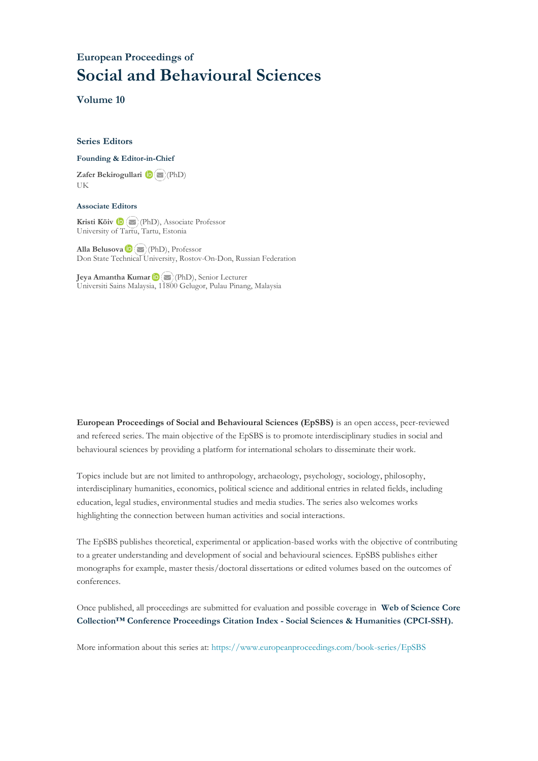### European Proceedings of

# Social and Behavioural Sciences

### Volume 10

#### Series Editors

**Founding & Editor-in-Chief**

**Zafer Bekirogullari** (PhD)
UK

**Associate Editors**

**Kristi Köiv** (PhD), Associate Professor
University of Tartu, Tartu, Estonia

**Alla Belusova** (PhD), Professor
Don State Technical University, Rostov-On-Don, Russian Federation

**Jeya Amantha Kumar** (PhD), Senior Lecturer
Universiti Sains Malaysia, 11800 Gelugor, Pulau Pinang, Malaysia

**European Proceedings of Social and Behavioural Sciences (EpSBS)** is an open access, peer-reviewed and refereed series. The main objective of the EpSBS is to promote interdisciplinary studies in social and behavioural sciences by providing a platform for international scholars to disseminate their work.

Topics include but are not limited to anthropology, archaeology, psychology, sociology, philosophy, interdisciplinary humanities, economics, political science and additional entries in related fields, including education, legal studies, environmental studies and media studies. The series also welcomes works highlighting the connection between human activities and social interactions.

The EpSBS publishes theoretical, experimental or application-based works with the objective of contributing to a greater understanding and development of social and behavioural sciences. EpSBS publishes either monographs for example, master thesis/doctoral dissertations or edited volumes based on the outcomes of conferences.

Once published, all proceedings are submitted for evaluation and possible coverage in **Web of Science Core Collection™ Conference Proceedings Citation Index - Social Sciences & Humanities (CPCI-SSH).**

More information about this series at: https://www.europeanproceedings.com/book-series/EpSBS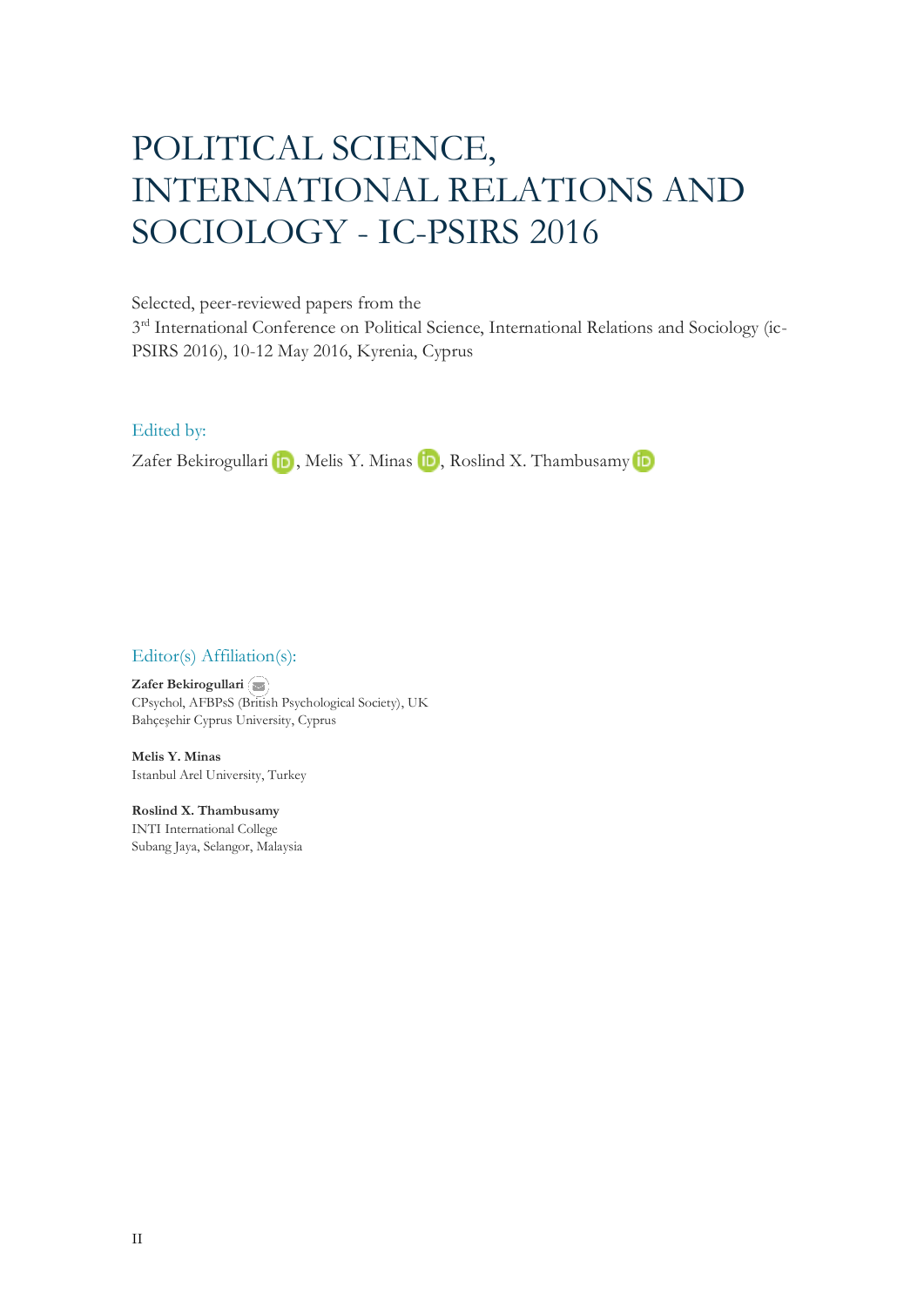# POLITICAL SCIENCE, INTERNATIONAL RELATIONS AND SOCIOLOGY - IC-PSIRS 2016

Selected, peer-reviewed papers from the
3rd International Conference on Political Science, International Relations and Sociology (ic-PSIRS 2016), 10-12 May 2016, Kyrenia, Cyprus

## Edited by:

Zafer Bekirogullari, Melis Y. Minas, Roslind X. Thambusamy

## Editor(s) Affiliation(s):

**Zafer Bekirogullari**
CPsychol, AFBPsS (British Psychological Society), UK
Bahçeşehir Cyprus University, Cyprus

**Melis Y. Minas**
Istanbul Arel University, Turkey

**Roslind X. Thambusamy**
INTI International College
Subang Jaya, Selangor, Malaysia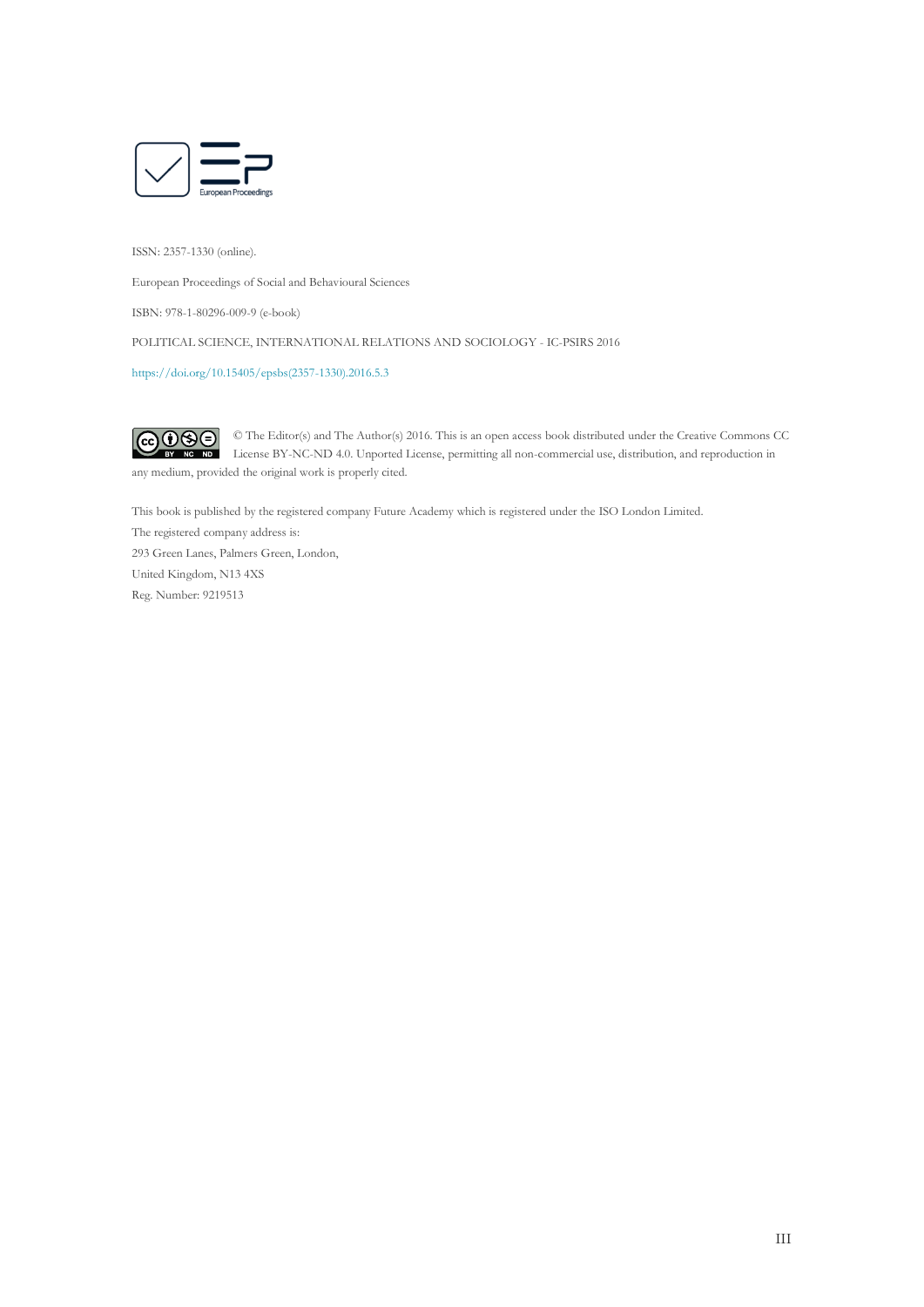ISSN: 2357-1330 (online).

European Proceedings of Social and Behavioural Sciences

ISBN: 978-1-80296-009-9 (e-book)

POLITICAL SCIENCE, INTERNATIONAL RELATIONS AND SOCIOLOGY - IC-PSIRS 2016

https://doi.org/10.15405/epsbs(2357-1330).2016.5.3

© The Editor(s) and The Author(s) 2016. This is an open access book distributed under the Creative Commons CC License BY-NC-ND 4.0. Unported License, permitting all non-commercial use, distribution, and reproduction in any medium, provided the original work is properly cited.

This book is published by the registered company Future Academy which is registered under the ISO London Limited.

The registered company address is:

293 Green Lanes, Palmers Green, London,

United Kingdom, N13 4XS

Reg. Number: 9219513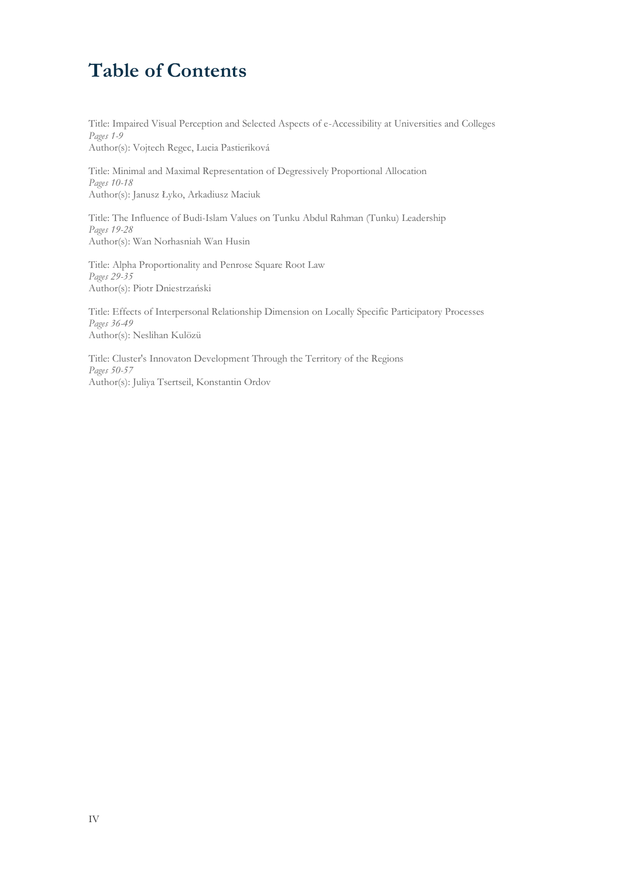# Table of Contents

Title: Impaired Visual Perception and Selected Aspects of e-Accessibility at Universities and Colleges
*Pages 1-9*
Author(s): Vojtech Regec, Lucia Pastieriková

Title: Minimal and Maximal Representation of Degressively Proportional Allocation
*Pages 10-18*
Author(s): Janusz Łyko, Arkadiusz Maciuk

Title: The Influence of Budi-Islam Values on Tunku Abdul Rahman (Tunku) Leadership
*Pages 19-28*
Author(s): Wan Norhasniah Wan Husin

Title: Alpha Proportionality and Penrose Square Root Law
*Pages 29-35*
Author(s): Piotr Dniestrzański

Title: Effects of Interpersonal Relationship Dimension on Locally Specific Participatory Processes
*Pages 36-49*
Author(s): Neslihan Kulözü

Title: Cluster's Innovaton Development Through the Territory of the Regions
*Pages 50-57*
Author(s): Juliya Tsertseil, Konstantin Ordov